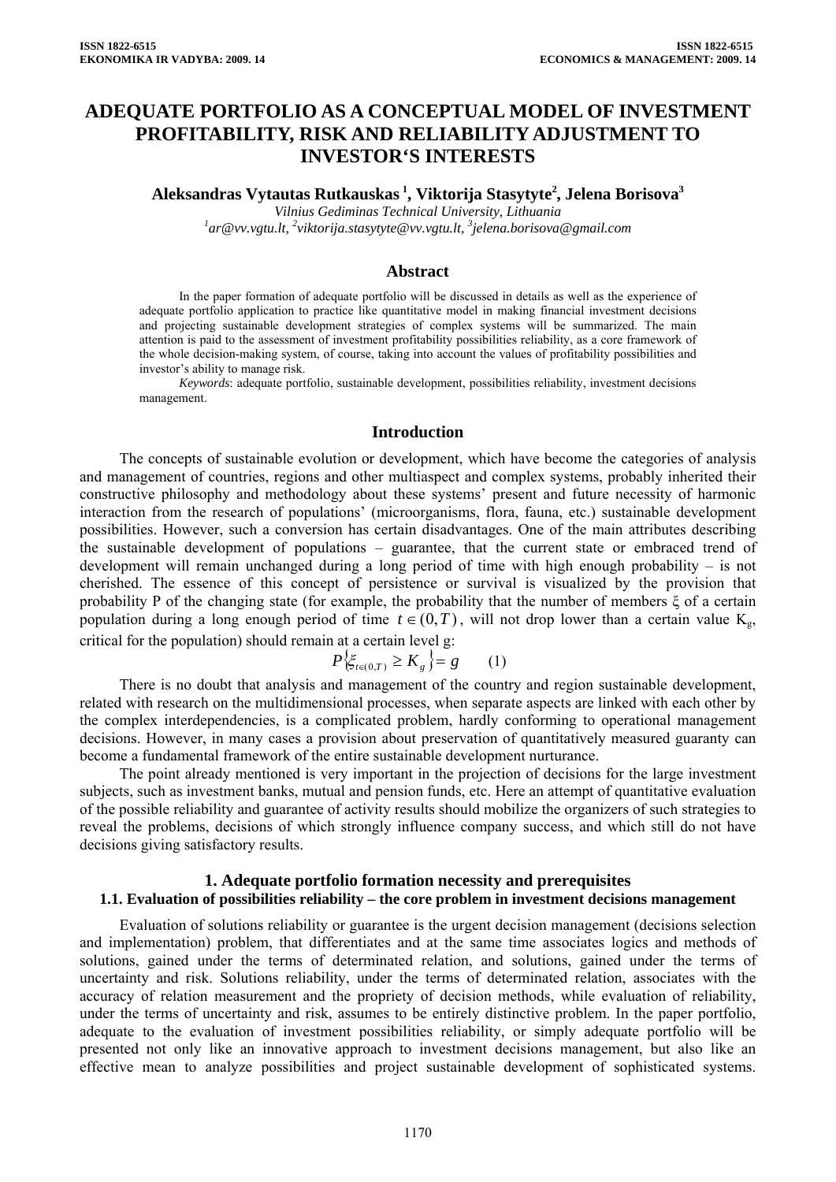# ADEQUATE PORTFOLIO AS A CONCEPTUAL MODEL OF INVESTMENT PROFITABILITY, RISK AND RELIABILITY ADJUSTMENT TO INVESTOR‘S INTERESTS

**Aleksandras Vytautas Rutkauskas [1], Viktorija Stasytyte[2], Jelena Borisova[3]**

*Vilnius Gediminas Technical University, Lithuania*
*[1]ar@vv.vgtu.lt, [2]viktorija.stasytyte@vv.vgtu.lt, [3]jelena.borisova@gmail.com*

## Abstract

In the paper formation of adequate portfolio will be discussed in details as well as the experience of adequate portfolio application to practice like quantitative model in making financial investment decisions and projecting sustainable development strategies of complex systems will be summarized. The main attention is paid to the assessment of investment profitability possibilities reliability, as a core framework of the whole decision-making system, of course, taking into account the values of profitability possibilities and investor's ability to manage risk.

*Keywords*: adequate portfolio, sustainable development, possibilities reliability, investment decisions management.

## Introduction

The concepts of sustainable evolution or development, which have become the categories of analysis and management of countries, regions and other multiaspect and complex systems, probably inherited their constructive philosophy and methodology about these systems' present and future necessity of harmonic interaction from the research of populations' (microorganisms, flora, fauna, etc.) sustainable development possibilities. However, such a conversion has certain disadvantages. One of the main attributes describing the sustainable development of populations – guarantee, that the current state or embraced trend of development will remain unchanged during a long period of time with high enough probability – is not cherished. The essence of this concept of persistence or survival is visualized by the provision that probability P of the changing state (for example, the probability that the number of members $\xi$ of a certain population during a long enough period of time $t \in (0,T)$, will not drop lower than a certain value $K_g$, critical for the population) should remain at a certain level g:

$$P\{\xi_{t\in(0,T)} \geq K_g\} = g \qquad (1)$$

There is no doubt that analysis and management of the country and region sustainable development, related with research on the multidimensional processes, when separate aspects are linked with each other by the complex interdependencies, is a complicated problem, hardly conforming to operational management decisions. However, in many cases a provision about preservation of quantitatively measured guaranty can become a fundamental framework of the entire sustainable development nurturance.

The point already mentioned is very important in the projection of decisions for the large investment subjects, such as investment banks, mutual and pension funds, etc. Here an attempt of quantitative evaluation of the possible reliability and guarantee of activity results should mobilize the organizers of such strategies to reveal the problems, decisions of which strongly influence company success, and which still do not have decisions giving satisfactory results.

## 1. Adequate portfolio formation necessity and prerequisites

### 1.1. Evaluation of possibilities reliability – the core problem in investment decisions management

Evaluation of solutions reliability or guarantee is the urgent decision management (decisions selection and implementation) problem, that differentiates and at the same time associates logics and methods of solutions, gained under the terms of determinated relation, and solutions, gained under the terms of uncertainty and risk. Solutions reliability, under the terms of determinated relation, associates with the accuracy of relation measurement and the propriety of decision methods, while evaluation of reliability, under the terms of uncertainty and risk, assumes to be entirely distinctive problem. In the paper portfolio, adequate to the evaluation of investment possibilities reliability, or simply adequate portfolio will be presented not only like an innovative approach to investment decisions management, but also like an effective mean to analyze possibilities and project sustainable development of sophisticated systems.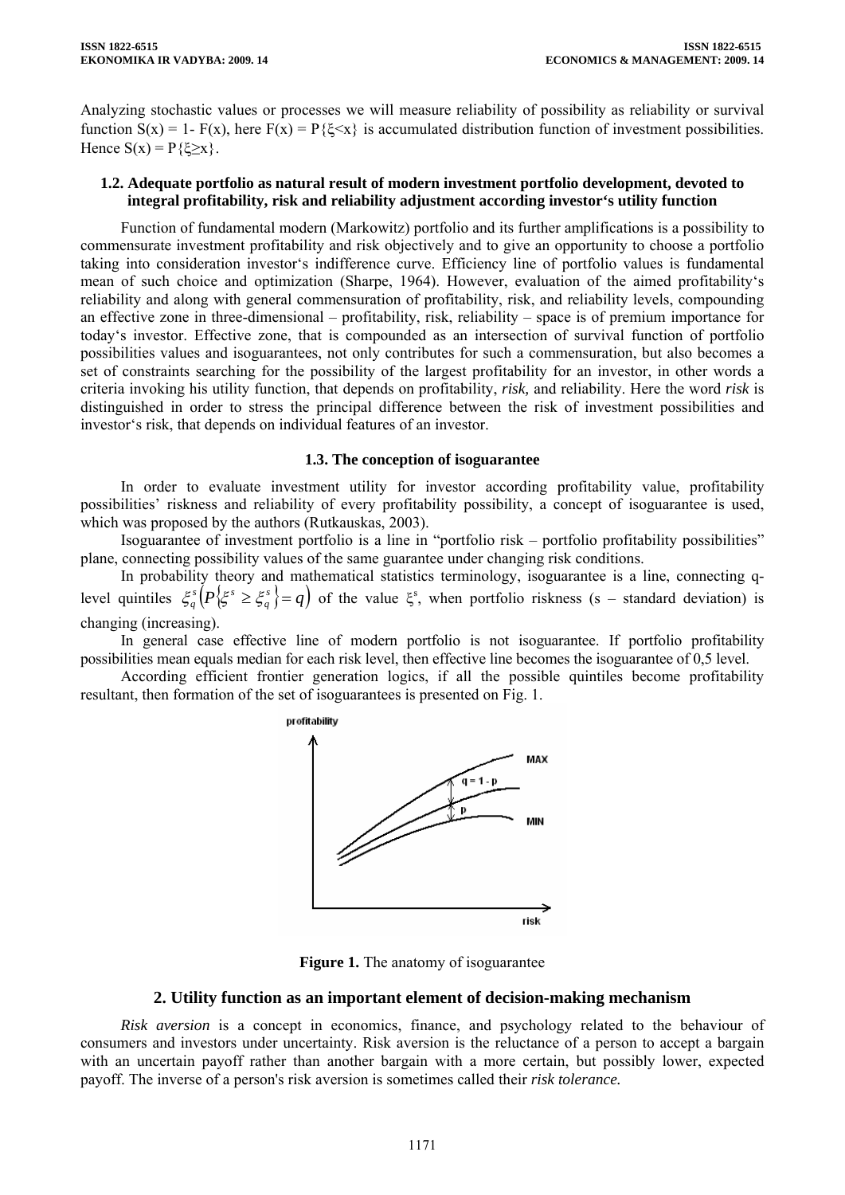Analyzing stochastic values or processes we will measure reliability of possibility as reliability or survival function $S(x) = 1 - F(x)$, here $F(x) = P\{\xi < x\}$ is accumulated distribution function of investment possibilities. Hence $S(x) = P\{\xi \geq x\}$.

### 1.2. Adequate portfolio as natural result of modern investment portfolio development, devoted to integral profitability, risk and reliability adjustment according investor's utility function

Function of fundamental modern (Markowitz) portfolio and its further amplifications is a possibility to commensurate investment profitability and risk objectively and to give an opportunity to choose a portfolio taking into consideration investor's indifference curve. Efficiency line of portfolio values is fundamental mean of such choice and optimization (Sharpe, 1964). However, evaluation of the aimed profitability's reliability and along with general commensuration of profitability, risk, and reliability levels, compounding an effective zone in three-dimensional – profitability, risk, reliability – space is of premium importance for today's investor. Effective zone, that is compounded as an intersection of survival function of portfolio possibilities values and isoguarantees, not only contributes for such a commensuration, but also becomes a set of constraints searching for the possibility of the largest profitability for an investor, in other words a criteria invoking his utility function, that depends on profitability, *risk,* and reliability. Here the word *risk* is distinguished in order to stress the principal difference between the risk of investment possibilities and investor's risk, that depends on individual features of an investor.

### 1.3. The conception of isoguarantee

In order to evaluate investment utility for investor according profitability value, profitability possibilities' riskness and reliability of every profitability possibility, a concept of isoguarantee is used, which was proposed by the authors (Rutkauskas, 2003).

Isoguarantee of investment portfolio is a line in "portfolio risk – portfolio profitability possibilities" plane, connecting possibility values of the same guarantee under changing risk conditions.

In probability theory and mathematical statistics terminology, isoguarantee is a line, connecting q-level quintiles $\xi_q^s \left( P\left\{ \xi^s \geq \xi_q^s \right\} = q \right)$ of the value $\xi^s$, when portfolio riskness (s – standard deviation) is changing (increasing).

In general case effective line of modern portfolio is not isoguarantee. If portfolio profitability possibilities mean equals median for each risk level, then effective line becomes the isoguarantee of 0,5 level.

According efficient frontier generation logics, if all the possible quintiles become profitability resultant, then formation of the set of isoguarantees is presented on Fig. 1.

**Figure 1.** The anatomy of isoguarantee

## 2. Utility function as an important element of decision-making mechanism

*Risk aversion* is a concept in economics, finance, and psychology related to the behaviour of consumers and investors under uncertainty. Risk aversion is the reluctance of a person to accept a bargain with an uncertain payoff rather than another bargain with a more certain, but possibly lower, expected payoff. The inverse of a person's risk aversion is sometimes called their *risk tolerance.*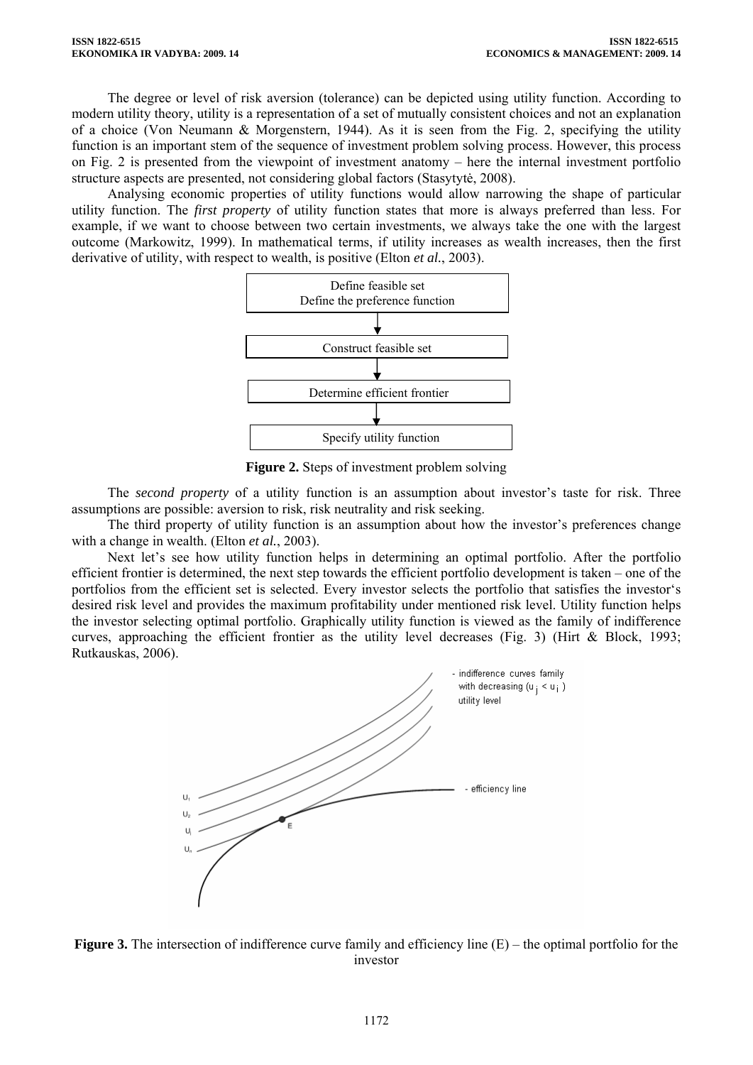The degree or level of risk aversion (tolerance) can be depicted using utility function. According to modern utility theory, utility is a representation of a set of mutually consistent choices and not an explanation of a choice (Von Neumann & Morgenstern, 1944). As it is seen from the Fig. 2, specifying the utility function is an important stem of the sequence of investment problem solving process. However, this process on Fig. 2 is presented from the viewpoint of investment anatomy – here the internal investment portfolio structure aspects are presented, not considering global factors (Stasytytė, 2008).

Analysing economic properties of utility functions would allow narrowing the shape of particular utility function. The *first property* of utility function states that more is always preferred than less. For example, if we want to choose between two certain investments, we always take the one with the largest outcome (Markowitz, 1999). In mathematical terms, if utility increases as wealth increases, then the first derivative of utility, with respect to wealth, is positive (Elton *et al.*, 2003).

Define feasible set
Define the preference function

Construct feasible set

Determine efficient frontier

Specify utility function

**Figure 2.** Steps of investment problem solving

The *second property* of a utility function is an assumption about investor's taste for risk. Three assumptions are possible: aversion to risk, risk neutrality and risk seeking.

The third property of utility function is an assumption about how the investor's preferences change with a change in wealth. (Elton *et al.*, 2003).

Next let's see how utility function helps in determining an optimal portfolio. After the portfolio efficient frontier is determined, the next step towards the efficient portfolio development is taken – one of the portfolios from the efficient set is selected. Every investor selects the portfolio that satisfies the investor's desired risk level and provides the maximum profitability under mentioned risk level. Utility function helps the investor selecting optimal portfolio. Graphically utility function is viewed as the family of indifference curves, approaching the efficient frontier as the utility level decreases (Fig. 3) (Hirt & Block, 1993; Rutkauskas, 2006).

- indifference curves family with decreasing ($u_j < u_i$) utility level

- efficiency line

$U_1$

$U_2$

$U_j$

$U_n$

E

**Figure 3.** The intersection of indifference curve family and efficiency line (E) – the optimal portfolio for the investor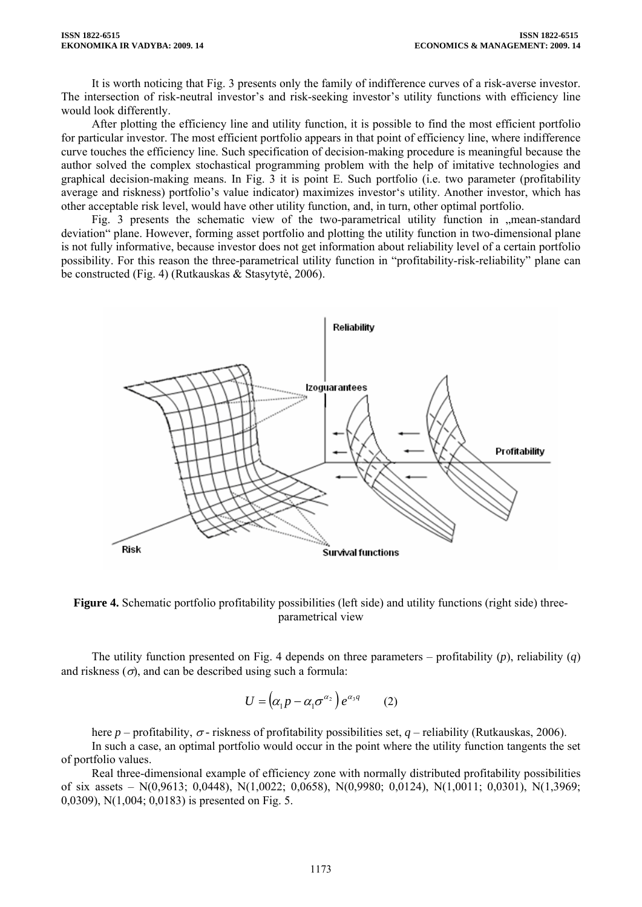It is worth noticing that Fig. 3 presents only the family of indifference curves of a risk-averse investor. The intersection of risk-neutral investor's and risk-seeking investor's utility functions with efficiency line would look differently.

After plotting the efficiency line and utility function, it is possible to find the most efficient portfolio for particular investor. The most efficient portfolio appears in that point of efficiency line, where indifference curve touches the efficiency line. Such specification of decision-making procedure is meaningful because the author solved the complex stochastical programming problem with the help of imitative technologies and graphical decision-making means. In Fig. 3 it is point E. Such portfolio (i.e. two parameter (profitability average and riskness) portfolio's value indicator) maximizes investor's utility. Another investor, which has other acceptable risk level, would have other utility function, and, in turn, other optimal portfolio.

Fig. 3 presents the schematic view of the two-parametrical utility function in „mean-standard deviation" plane. However, forming asset portfolio and plotting the utility function in two-dimensional plane is not fully informative, because investor does not get information about reliability level of a certain portfolio possibility. For this reason the three-parametrical utility function in "profitability-risk-reliability" plane can be constructed (Fig. 4) (Rutkauskas & Stasytytė, 2006).

Reliability

Izoguarantees

Profitability

Risk

Survival functions

**Figure 4.** Schematic portfolio profitability possibilities (left side) and utility functions (right side) three-parametrical view

The utility function presented on Fig. 4 depends on three parameters – profitability ($p$), reliability ($q$) and riskness ($\sigma$), and can be described using such a formula:

$$U = \left(\alpha_1 p - \alpha_1 \sigma^{\alpha_2}\right) e^{\alpha_3 q} \qquad (2)$$

here $p$ – profitability, $\sigma$ - riskness of profitability possibilities set, $q$ – reliability (Rutkauskas, 2006).

In such a case, an optimal portfolio would occur in the point where the utility function tangents the set of portfolio values.

Real three-dimensional example of efficiency zone with normally distributed profitability possibilities of six assets – N(0,9613; 0,0448), N(1,0022; 0,0658), N(0,9980; 0,0124), N(1,0011; 0,0301), N(1,3969; 0,0309), N(1,004; 0,0183) is presented on Fig. 5.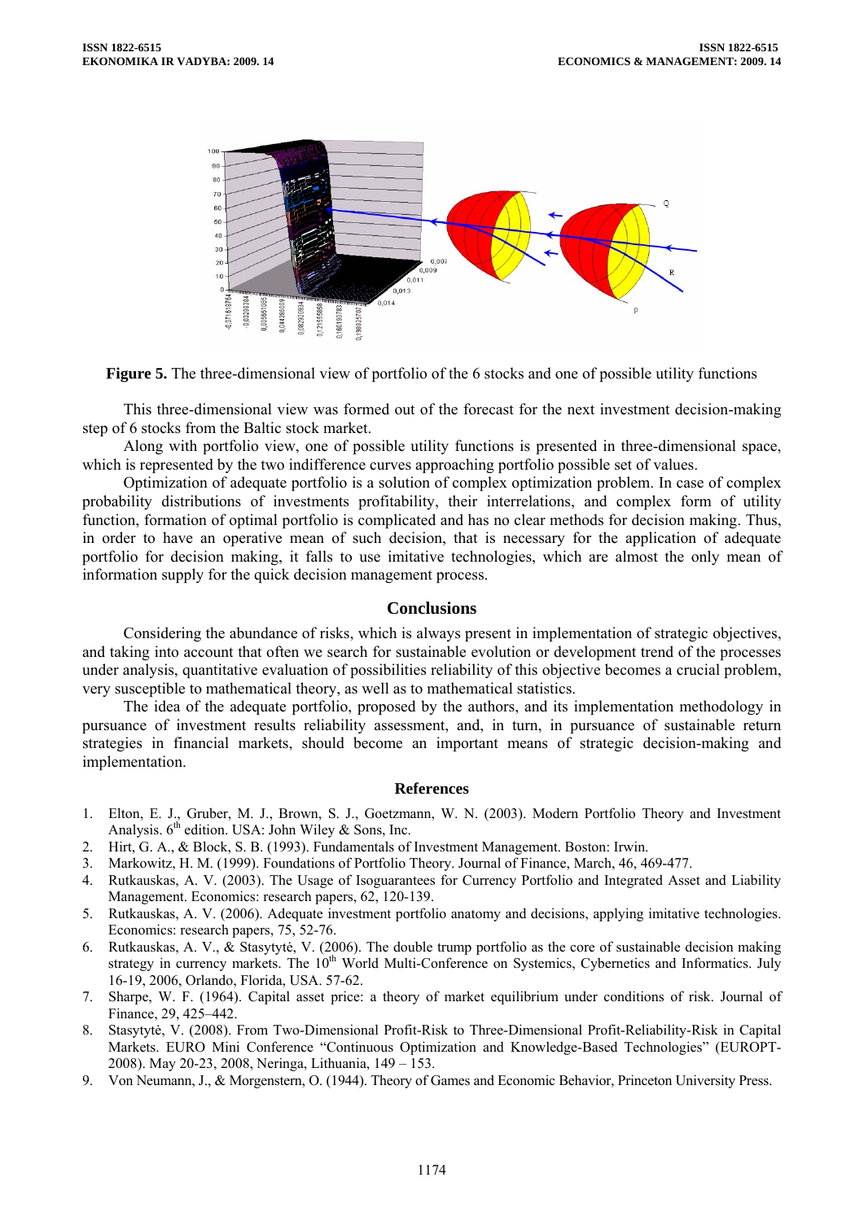100
90
80
70
60
50
40
30
20
10
0

-0,071618764
-0,03239384
0,005851089
0,044280009
0,082720934
0,121155860
0,159590783
0,198025707

0,007
0,009
0,011
0,013
0,014

Q
R
P

**Figure 5.** The three-dimensional view of portfolio of the 6 stocks and one of possible utility functions

This three-dimensional view was formed out of the forecast for the next investment decision-making step of 6 stocks from the Baltic stock market.

Along with portfolio view, one of possible utility functions is presented in three-dimensional space, which is represented by the two indifference curves approaching portfolio possible set of values.

Optimization of adequate portfolio is a solution of complex optimization problem. In case of complex probability distributions of investments profitability, their interrelations, and complex form of utility function, formation of optimal portfolio is complicated and has no clear methods for decision making. Thus, in order to have an operative mean of such decision, that is necessary for the application of adequate portfolio for decision making, it falls to use imitative technologies, which are almost the only mean of information supply for the quick decision management process.

## Conclusions

Considering the abundance of risks, which is always present in implementation of strategic objectives, and taking into account that often we search for sustainable evolution or development trend of the processes under analysis, quantitative evaluation of possibilities reliability of this objective becomes a crucial problem, very susceptible to mathematical theory, as well as to mathematical statistics.

The idea of the adequate portfolio, proposed by the authors, and its implementation methodology in pursuance of investment results reliability assessment, and, in turn, in pursuance of sustainable return strategies in financial markets, should become an important means of strategic decision-making and implementation.

## References

1. Elton, E. J., Gruber, M. J., Brown, S. J., Goetzmann, W. N. (2003). Modern Portfolio Theory and Investment Analysis. 6th edition. USA: John Wiley & Sons, Inc.
2. Hirt, G. A., & Block, S. B. (1993). Fundamentals of Investment Management. Boston: Irwin.
3. Markowitz, H. M. (1999). Foundations of Portfolio Theory. Journal of Finance, March, 46, 469-477.
4. Rutkauskas, A. V. (2003). The Usage of Isoguarantees for Currency Portfolio and Integrated Asset and Liability Management. Economics: research papers, 62, 120-139.
5. Rutkauskas, A. V. (2006). Adequate investment portfolio anatomy and decisions, applying imitative technologies. Economics: research papers, 75, 52-76.
6. Rutkauskas, A. V., & Stasytytė, V. (2006). The double trump portfolio as the core of sustainable decision making strategy in currency markets. The 10th World Multi-Conference on Systemics, Cybernetics and Informatics. July 16-19, 2006, Orlando, Florida, USA. 57-62.
7. Sharpe, W. F. (1964). Capital asset price: a theory of market equilibrium under conditions of risk. Journal of Finance, 29, 425–442.
8. Stasytytė, V. (2008). From Two-Dimensional Profit-Risk to Three-Dimensional Profit-Reliability-Risk in Capital Markets. EURO Mini Conference "Continuous Optimization and Knowledge-Based Technologies" (EUROPT-2008). May 20-23, 2008, Neringa, Lithuania, 149 – 153.
9. Von Neumann, J., & Morgenstern, O. (1944). Theory of Games and Economic Behavior, Princeton University Press.